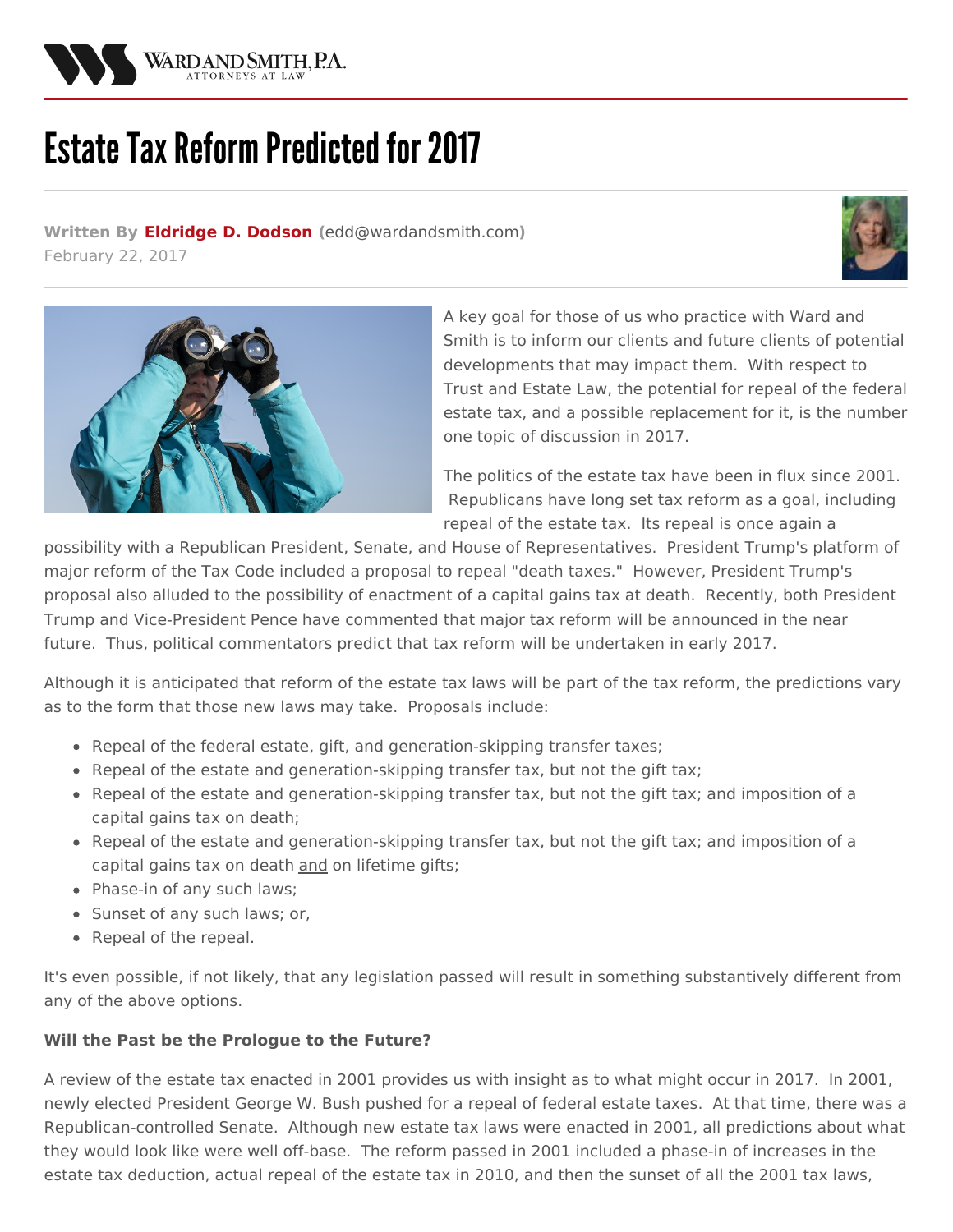# Estate Tax Reform Predicted for 2017

**Written By Eldridge D. Dodson** (edd@wardandsmith.com)
February 22, 2017

A key goal for those of us who practice with Ward and Smith is to inform our clients and future clients of potential developments that may impact them. With respect to Trust and Estate Law, the potential for repeal of the federal estate tax, and a possible replacement for it, is the number one topic of discussion in 2017.

The politics of the estate tax have been in flux since 2001. Republicans have long set tax reform as a goal, including repeal of the estate tax. Its repeal is once again a possibility with a Republican President, Senate, and House of Representatives. President Trump's platform of major reform of the Tax Code included a proposal to repeal "death taxes." However, President Trump's proposal also alluded to the possibility of enactment of a capital gains tax at death. Recently, both President Trump and Vice-President Pence have commented that major tax reform will be announced in the near future. Thus, political commentators predict that tax reform will be undertaken in early 2017.

Although it is anticipated that reform of the estate tax laws will be part of the tax reform, the predictions vary as to the form that those new laws may take. Proposals include:

- Repeal of the federal estate, gift, and generation-skipping transfer taxes;
- Repeal of the estate and generation-skipping transfer tax, but not the gift tax;
- Repeal of the estate and generation-skipping transfer tax, but not the gift tax; and imposition of a capital gains tax on death;
- Repeal of the estate and generation-skipping transfer tax, but not the gift tax; and imposition of a capital gains tax on death and on lifetime gifts;
- Phase-in of any such laws;
- Sunset of any such laws; or,
- Repeal of the repeal.

It's even possible, if not likely, that any legislation passed will result in something substantively different from any of the above options.

**Will the Past be the Prologue to the Future?**

A review of the estate tax enacted in 2001 provides us with insight as to what might occur in 2017. In 2001, newly elected President George W. Bush pushed for a repeal of federal estate taxes. At that time, there was a Republican-controlled Senate. Although new estate tax laws were enacted in 2001, all predictions about what they would look like were well off-base. The reform passed in 2001 included a phase-in of increases in the estate tax deduction, actual repeal of the estate tax in 2010, and then the sunset of all the 2001 tax laws,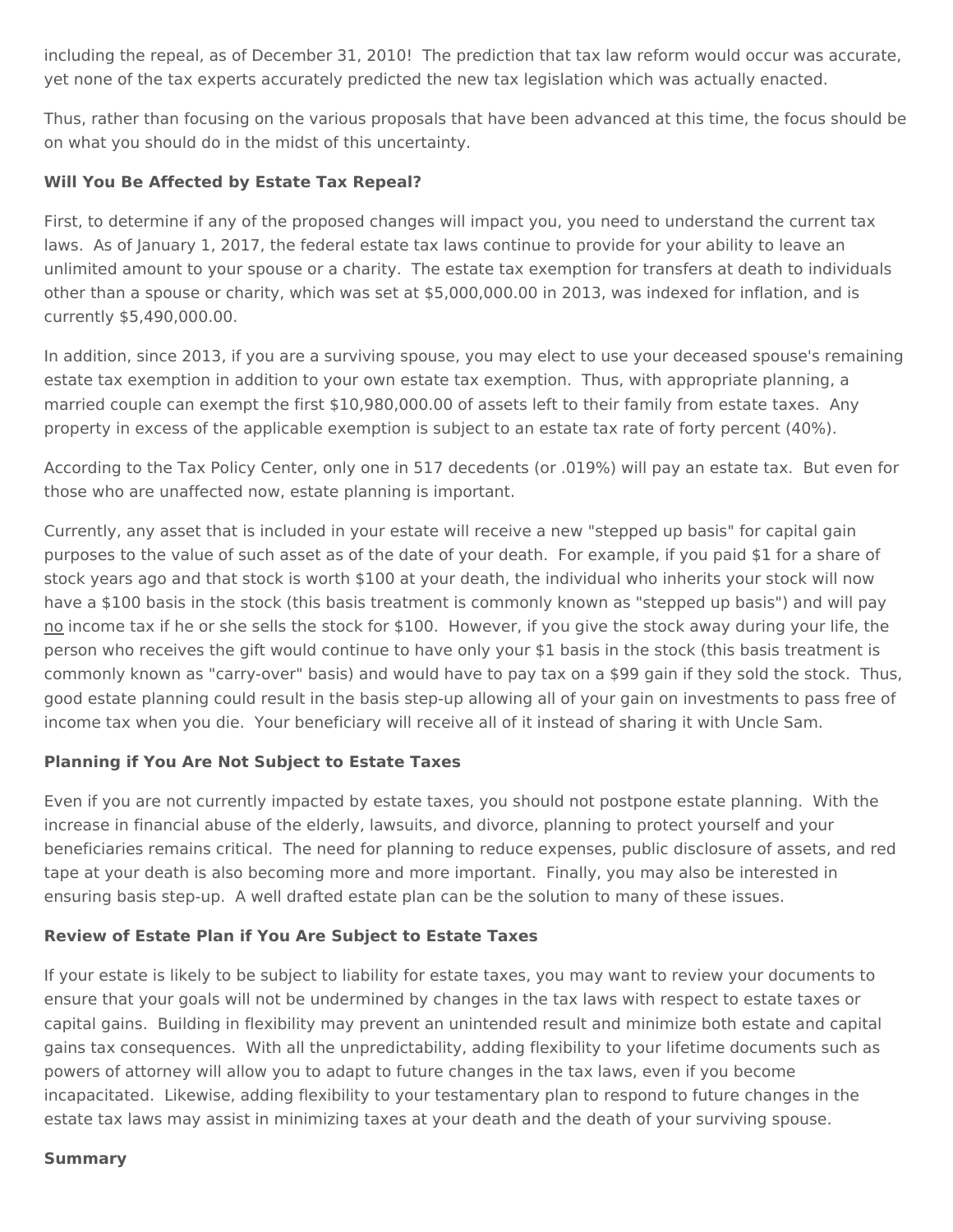including the repeal, as of December 31, 2010! The prediction that tax law reform would occur was accurate, yet none of the tax experts accurately predicted the new tax legislation which was actually enacted.

Thus, rather than focusing on the various proposals that have been advanced at this time, the focus should be on what you should do in the midst of this uncertainty.

**Will You Be Affected by Estate Tax Repeal?**

First, to determine if any of the proposed changes will impact you, you need to understand the current tax laws. As of January 1, 2017, the federal estate tax laws continue to provide for your ability to leave an unlimited amount to your spouse or a charity. The estate tax exemption for transfers at death to individuals other than a spouse or charity, which was set at $5,000,000.00 in 2013, was indexed for inflation, and is currently $5,490,000.00.

In addition, since 2013, if you are a surviving spouse, you may elect to use your deceased spouse's remaining estate tax exemption in addition to your own estate tax exemption. Thus, with appropriate planning, a married couple can exempt the first $10,980,000.00 of assets left to their family from estate taxes. Any property in excess of the applicable exemption is subject to an estate tax rate of forty percent (40%).

According to the Tax Policy Center, only one in 517 decedents (or .019%) will pay an estate tax. But even for those who are unaffected now, estate planning is important.

Currently, any asset that is included in your estate will receive a new "stepped up basis" for capital gain purposes to the value of such asset as of the date of your death. For example, if you paid $1 for a share of stock years ago and that stock is worth $100 at your death, the individual who inherits your stock will now have a $100 basis in the stock (this basis treatment is commonly known as "stepped up basis") and will pay <u>no</u> income tax if he or she sells the stock for $100. However, if you give the stock away during your life, the person who receives the gift would continue to have only your $1 basis in the stock (this basis treatment is commonly known as "carry-over" basis) and would have to pay tax on a $99 gain if they sold the stock. Thus, good estate planning could result in the basis step-up allowing all of your gain on investments to pass free of income tax when you die. Your beneficiary will receive all of it instead of sharing it with Uncle Sam.

**Planning if You Are Not Subject to Estate Taxes**

Even if you are not currently impacted by estate taxes, you should not postpone estate planning. With the increase in financial abuse of the elderly, lawsuits, and divorce, planning to protect yourself and your beneficiaries remains critical. The need for planning to reduce expenses, public disclosure of assets, and red tape at your death is also becoming more and more important. Finally, you may also be interested in ensuring basis step-up. A well drafted estate plan can be the solution to many of these issues.

**Review of Estate Plan if You Are Subject to Estate Taxes**

If your estate is likely to be subject to liability for estate taxes, you may want to review your documents to ensure that your goals will not be undermined by changes in the tax laws with respect to estate taxes or capital gains. Building in flexibility may prevent an unintended result and minimize both estate and capital gains tax consequences. With all the unpredictability, adding flexibility to your lifetime documents such as powers of attorney will allow you to adapt to future changes in the tax laws, even if you become incapacitated. Likewise, adding flexibility to your testamentary plan to respond to future changes in the estate tax laws may assist in minimizing taxes at your death and the death of your surviving spouse.

**Summary**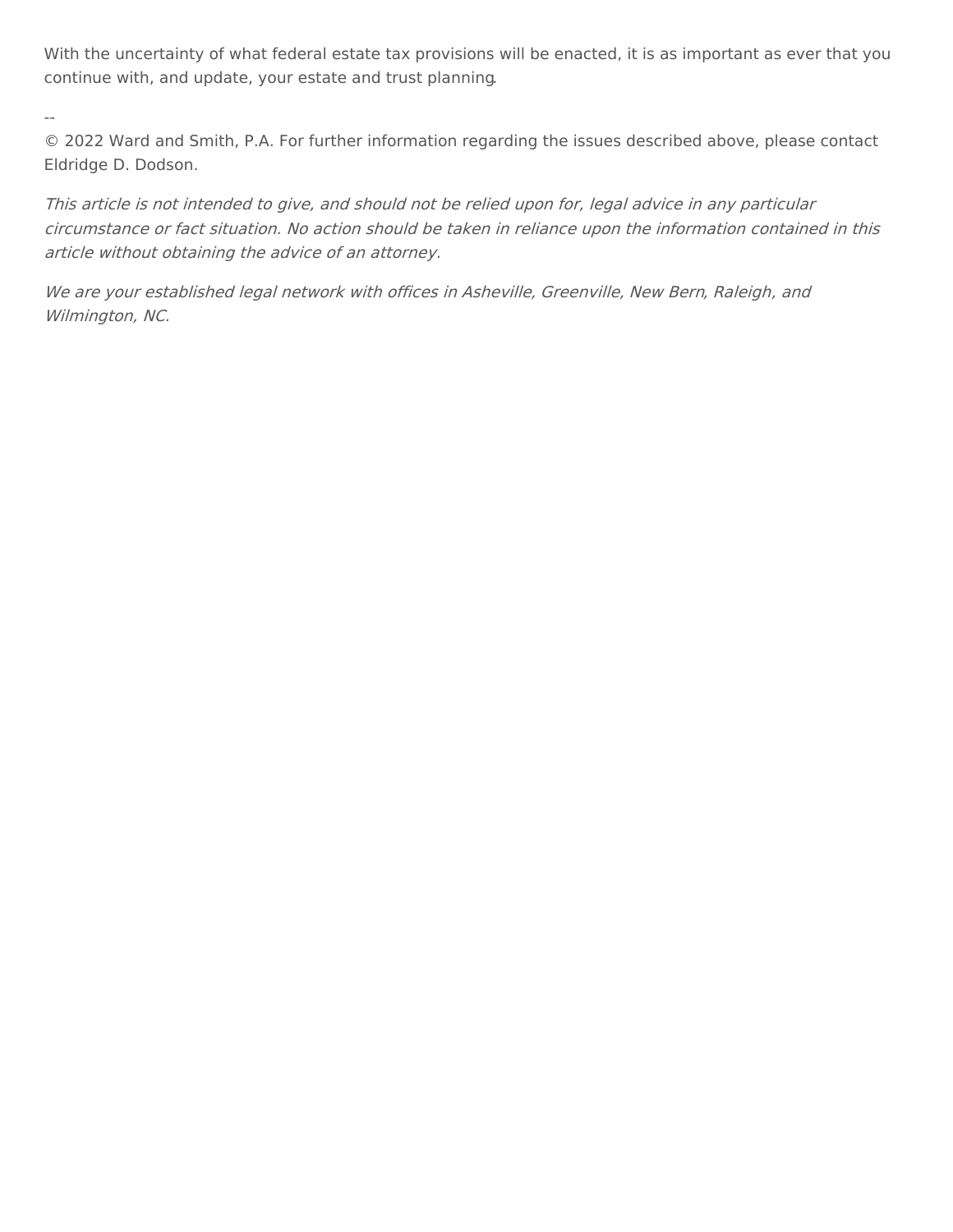With the uncertainty of what federal estate tax provisions will be enacted, it is as important as ever that you continue with, and update, your estate and trust planning.

--

© 2022 Ward and Smith, P.A. For further information regarding the issues described above, please contact Eldridge D. Dodson.

*This article is not intended to give, and should not be relied upon for, legal advice in any particular circumstance or fact situation. No action should be taken in reliance upon the information contained in this article without obtaining the advice of an attorney.*

*We are your established legal network with offices in Asheville, Greenville, New Bern, Raleigh, and Wilmington, NC.*